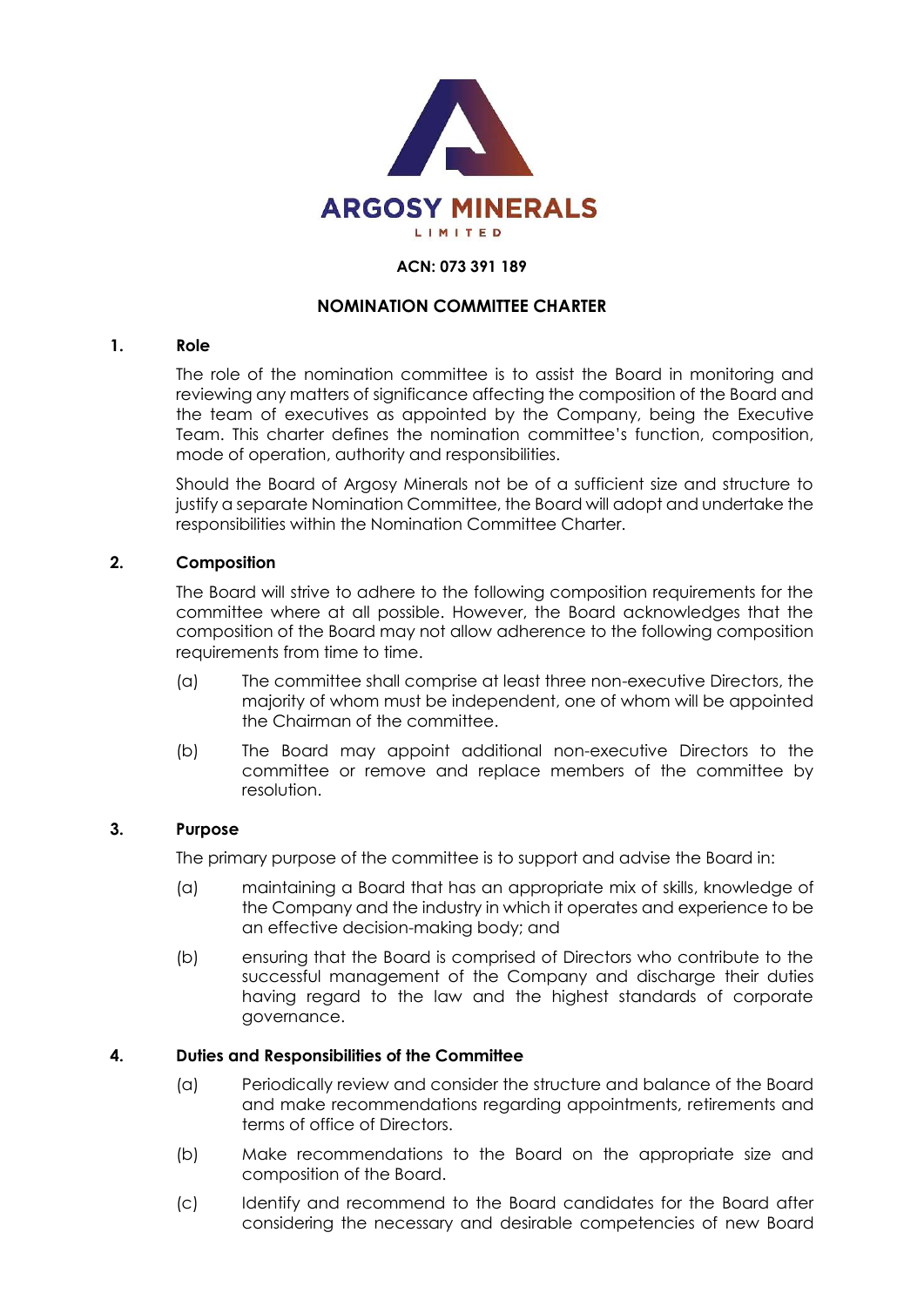ARGOSY MINERALS

LIMITED

**ACN: 073 391 189**

# NOMINATION COMMITTEE CHARTER

## 1. Role

The role of the nomination committee is to assist the Board in monitoring and reviewing any matters of significance affecting the composition of the Board and the team of executives as appointed by the Company, being the Executive Team. This charter defines the nomination committee's function, composition, mode of operation, authority and responsibilities.

Should the Board of Argosy Minerals not be of a sufficient size and structure to justify a separate Nomination Committee, the Board will adopt and undertake the responsibilities within the Nomination Committee Charter.

## 2. Composition

The Board will strive to adhere to the following composition requirements for the committee where at all possible. However, the Board acknowledges that the composition of the Board may not allow adherence to the following composition requirements from time to time.

(a) The committee shall comprise at least three non-executive Directors, the majority of whom must be independent, one of whom will be appointed the Chairman of the committee.

(b) The Board may appoint additional non-executive Directors to the committee or remove and replace members of the committee by resolution.

## 3. Purpose

The primary purpose of the committee is to support and advise the Board in:

(a) maintaining a Board that has an appropriate mix of skills, knowledge of the Company and the industry in which it operates and experience to be an effective decision-making body; and

(b) ensuring that the Board is comprised of Directors who contribute to the successful management of the Company and discharge their duties having regard to the law and the highest standards of corporate governance.

## 4. Duties and Responsibilities of the Committee

(a) Periodically review and consider the structure and balance of the Board and make recommendations regarding appointments, retirements and terms of office of Directors.

(b) Make recommendations to the Board on the appropriate size and composition of the Board.

(c) Identify and recommend to the Board candidates for the Board after considering the necessary and desirable competencies of new Board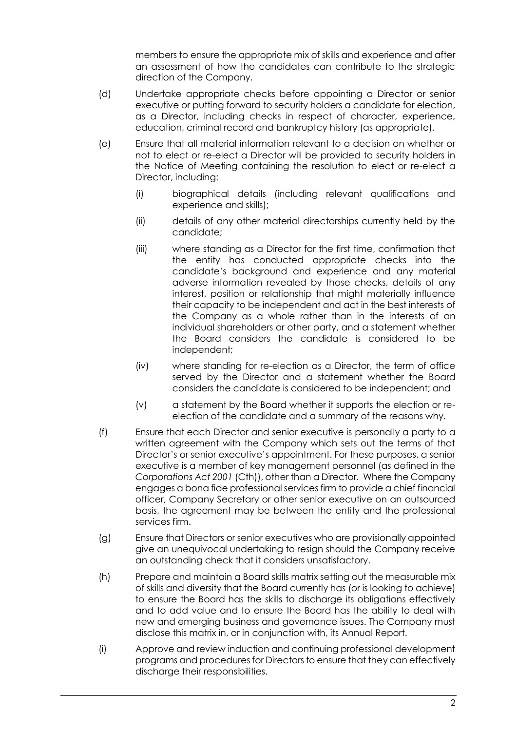members to ensure the appropriate mix of skills and experience and after an assessment of how the candidates can contribute to the strategic direction of the Company.

(d) Undertake appropriate checks before appointing a Director or senior executive or putting forward to security holders a candidate for election, as a Director, including checks in respect of character, experience, education, criminal record and bankruptcy history (as appropriate).

(e) Ensure that all material information relevant to a decision on whether or not to elect or re-elect a Director will be provided to security holders in the Notice of Meeting containing the resolution to elect or re-elect a Director, including:

 (i) biographical details (including relevant qualifications and experience and skills);

 (ii) details of any other material directorships currently held by the candidate;

 (iii) where standing as a Director for the first time, confirmation that the entity has conducted appropriate checks into the candidate's background and experience and any material adverse information revealed by those checks, details of any interest, position or relationship that might materially influence their capacity to be independent and act in the best interests of the Company as a whole rather than in the interests of an individual shareholders or other party, and a statement whether the Board considers the candidate is considered to be independent;

 (iv) where standing for re-election as a Director, the term of office served by the Director and a statement whether the Board considers the candidate is considered to be independent; and

 (v) a statement by the Board whether it supports the election or re-election of the candidate and a summary of the reasons why.

(f) Ensure that each Director and senior executive is personally a party to a written agreement with the Company which sets out the terms of that Director's or senior executive's appointment. For these purposes, a senior executive is a member of key management personnel (as defined in the *Corporations Act 2001* (Cth)), other than a Director. Where the Company engages a bona fide professional services firm to provide a chief financial officer, Company Secretary or other senior executive on an outsourced basis, the agreement may be between the entity and the professional services firm.

(g) Ensure that Directors or senior executives who are provisionally appointed give an unequivocal undertaking to resign should the Company receive an outstanding check that it considers unsatisfactory.

(h) Prepare and maintain a Board skills matrix setting out the measurable mix of skills and diversity that the Board currently has (or is looking to achieve) to ensure the Board has the skills to discharge its obligations effectively and to add value and to ensure the Board has the ability to deal with new and emerging business and governance issues. The Company must disclose this matrix in, or in conjunction with, its Annual Report.

(i) Approve and review induction and continuing professional development programs and procedures for Directors to ensure that they can effectively discharge their responsibilities.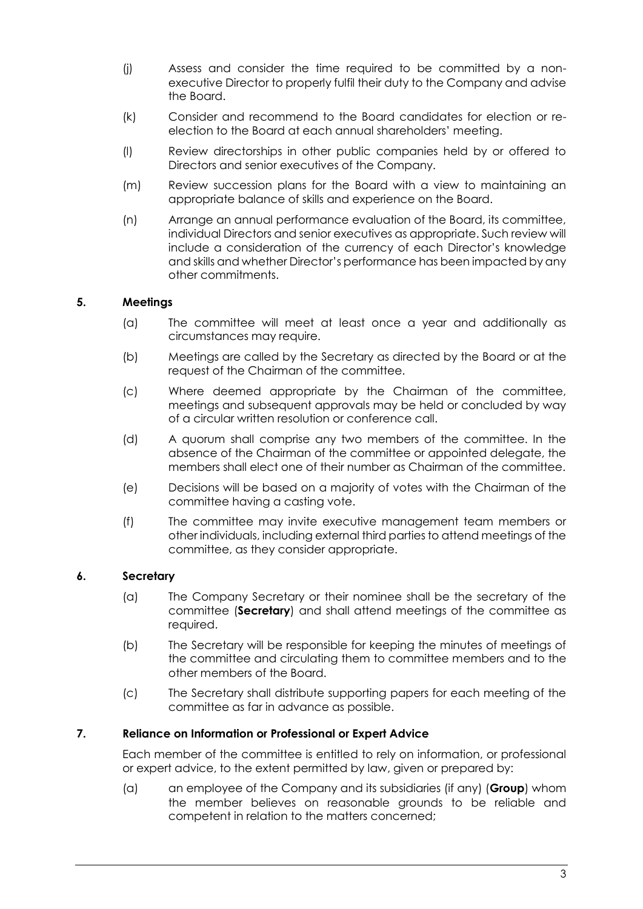(j) Assess and consider the time required to be committed by a non-executive Director to properly fulfil their duty to the Company and advise the Board.

(k) Consider and recommend to the Board candidates for election or re-election to the Board at each annual shareholders' meeting.

(l) Review directorships in other public companies held by or offered to Directors and senior executives of the Company.

(m) Review succession plans for the Board with a view to maintaining an appropriate balance of skills and experience on the Board.

(n) Arrange an annual performance evaluation of the Board, its committee, individual Directors and senior executives as appropriate. Such review will include a consideration of the currency of each Director's knowledge and skills and whether Director's performance has been impacted by any other commitments.

## 5. Meetings

(a) The committee will meet at least once a year and additionally as circumstances may require.

(b) Meetings are called by the Secretary as directed by the Board or at the request of the Chairman of the committee.

(c) Where deemed appropriate by the Chairman of the committee, meetings and subsequent approvals may be held or concluded by way of a circular written resolution or conference call.

(d) A quorum shall comprise any two members of the committee. In the absence of the Chairman of the committee or appointed delegate, the members shall elect one of their number as Chairman of the committee.

(e) Decisions will be based on a majority of votes with the Chairman of the committee having a casting vote.

(f) The committee may invite executive management team members or other individuals, including external third parties to attend meetings of the committee, as they consider appropriate.

## 6. Secretary

(a) The Company Secretary or their nominee shall be the secretary of the committee (**Secretary**) and shall attend meetings of the committee as required.

(b) The Secretary will be responsible for keeping the minutes of meetings of the committee and circulating them to committee members and to the other members of the Board.

(c) The Secretary shall distribute supporting papers for each meeting of the committee as far in advance as possible.

## 7. Reliance on Information or Professional or Expert Advice

Each member of the committee is entitled to rely on information, or professional or expert advice, to the extent permitted by law, given or prepared by:

(a) an employee of the Company and its subsidiaries (if any) (**Group**) whom the member believes on reasonable grounds to be reliable and competent in relation to the matters concerned;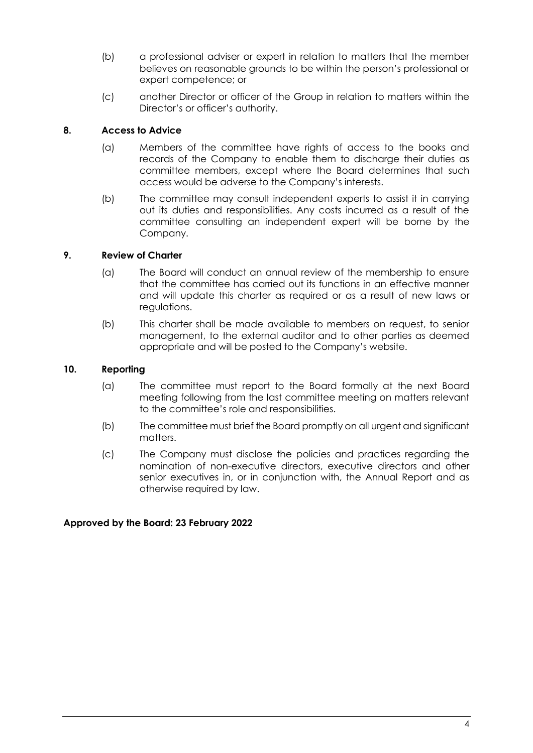(b) a professional adviser or expert in relation to matters that the member believes on reasonable grounds to be within the person's professional or expert competence; or

(c) another Director or officer of the Group in relation to matters within the Director's or officer's authority.

## 8. Access to Advice

(a) Members of the committee have rights of access to the books and records of the Company to enable them to discharge their duties as committee members, except where the Board determines that such access would be adverse to the Company's interests.

(b) The committee may consult independent experts to assist it in carrying out its duties and responsibilities. Any costs incurred as a result of the committee consulting an independent expert will be borne by the Company.

## 9. Review of Charter

(a) The Board will conduct an annual review of the membership to ensure that the committee has carried out its functions in an effective manner and will update this charter as required or as a result of new laws or regulations.

(b) This charter shall be made available to members on request, to senior management, to the external auditor and to other parties as deemed appropriate and will be posted to the Company's website.

## 10. Reporting

(a) The committee must report to the Board formally at the next Board meeting following from the last committee meeting on matters relevant to the committee's role and responsibilities.

(b) The committee must brief the Board promptly on all urgent and significant matters.

(c) The Company must disclose the policies and practices regarding the nomination of non-executive directors, executive directors and other senior executives in, or in conjunction with, the Annual Report and as otherwise required by law.

**Approved by the Board: 23 February 2022**